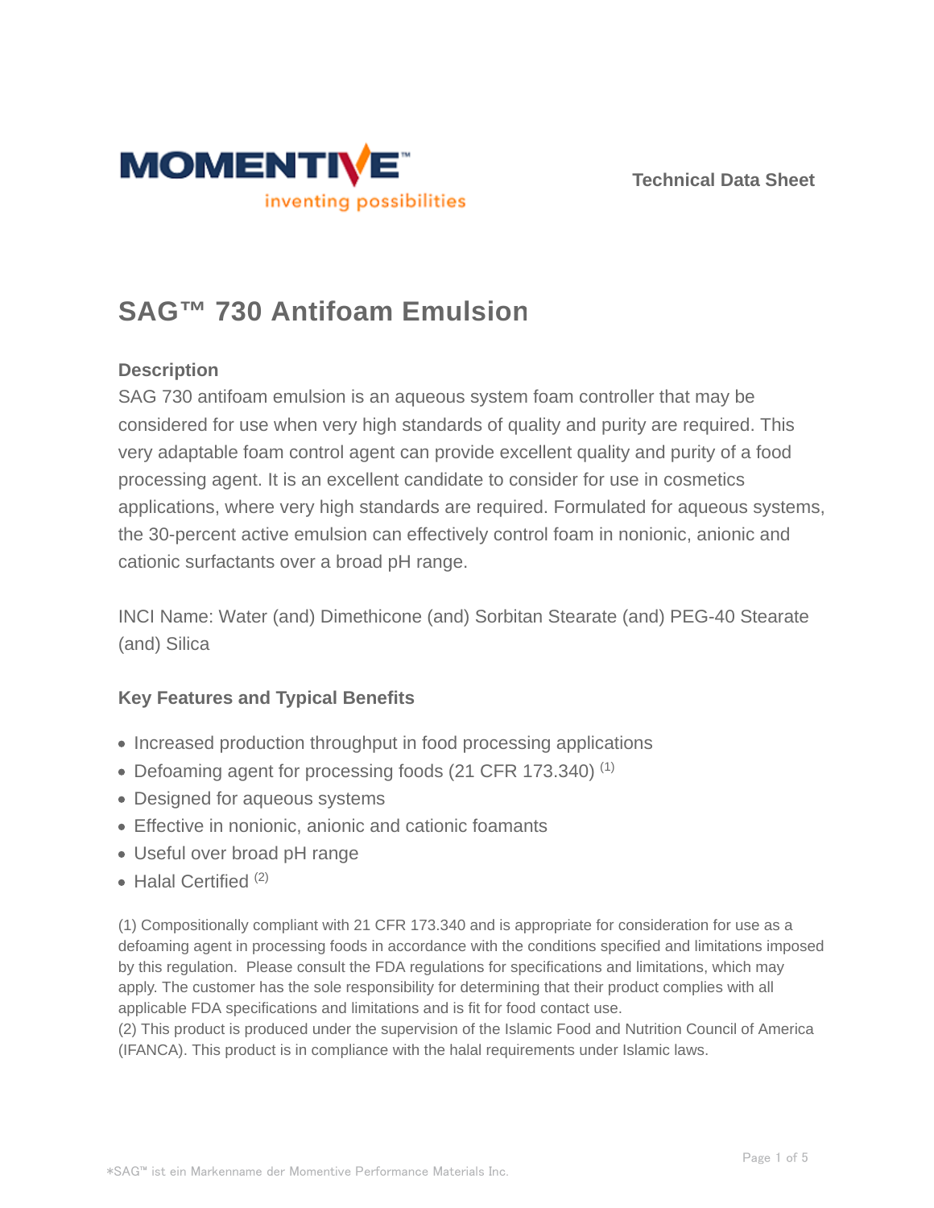MOMENTIVE

inventing possibilities

Technical Data Sheet

# SAG™ 730 Antifoam Emulsion

### Description

SAG 730 antifoam emulsion is an aqueous system foam controller that may be considered for use when very high standards of quality and purity are required. This very adaptable foam control agent can provide excellent quality and purity of a food processing agent. It is an excellent candidate to consider for use in cosmetics applications, where very high standards are required. Formulated for aqueous systems, the 30-percent active emulsion can effectively control foam in nonionic, anionic and cationic surfactants over a broad pH range.

INCI Name: Water (and) Dimethicone (and) Sorbitan Stearate (and) PEG-40 Stearate (and) Silica

### Key Features and Typical Benefits

- Increased production throughput in food processing applications
- Defoaming agent for processing foods (21 CFR 173.340) (1)
- Designed for aqueous systems
- Effective in nonionic, anionic and cationic foamants
- Useful over broad pH range
- Halal Certified (2)

(1) Compositionally compliant with 21 CFR 173.340 and is appropriate for consideration for use as a defoaming agent in processing foods in accordance with the conditions specified and limitations imposed by this regulation. Please consult the FDA regulations for specifications and limitations, which may apply. The customer has the sole responsibility for determining that their product complies with all applicable FDA specifications and limitations and is fit for food contact use.
(2) This product is produced under the supervision of the Islamic Food and Nutrition Council of America (IFANCA). This product is in compliance with the halal requirements under Islamic laws.

*SAG™ ist ein Markenname der Momentive Performance Materials Inc.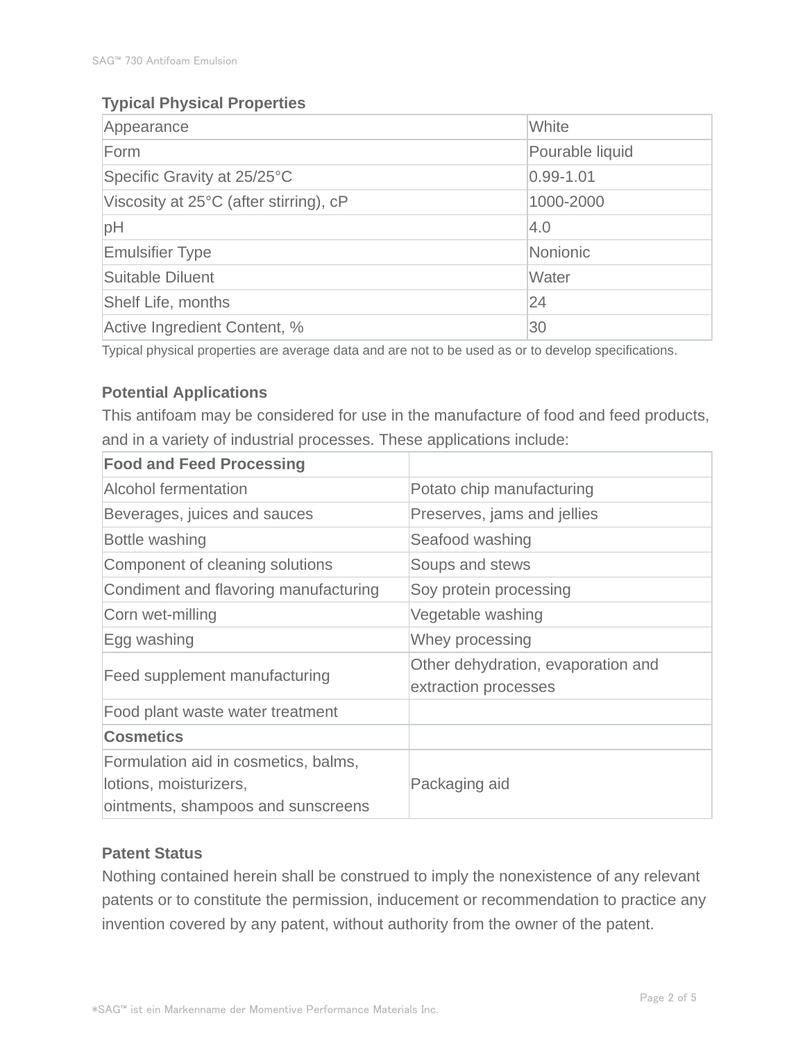**Typical Physical Properties**

| Appearance | White |
|---|---|
| Form | Pourable liquid |
| Specific Gravity at 25/25°C | 0.99-1.01 |
| Viscosity at 25°C (after stirring), cP | 1000-2000 |
| pH | 4.0 |
| Emulsifier Type | Nonionic |
| Suitable Diluent | Water |
| Shelf Life, months | 24 |
| Active Ingredient Content, % | 30 |

Typical physical properties are average data and are not to be used as or to develop specifications.

**Potential Applications**

This antifoam may be considered for use in the manufacture of food and feed products, and in a variety of industrial processes. These applications include:

| **Food and Feed Processing** | |
|---|---|
| Alcohol fermentation | Potato chip manufacturing |
| Beverages, juices and sauces | Preserves, jams and jellies |
| Bottle washing | Seafood washing |
| Component of cleaning solutions | Soups and stews |
| Condiment and flavoring manufacturing | Soy protein processing |
| Corn wet-milling | Vegetable washing |
| Egg washing | Whey processing |
| Feed supplement manufacturing | Other dehydration, evaporation and extraction processes |
| Food plant waste water treatment | |
| **Cosmetics** | |
| Formulation aid in cosmetics, balms, lotions, moisturizers, ointments, shampoos and sunscreens | Packaging aid |

**Patent Status**

Nothing contained herein shall be construed to imply the nonexistence of any relevant patents or to constitute the permission, inducement or recommendation to practice any invention covered by any patent, without authority from the owner of the patent.

*SAG™ ist ein Markenname der Momentive Performance Materials Inc.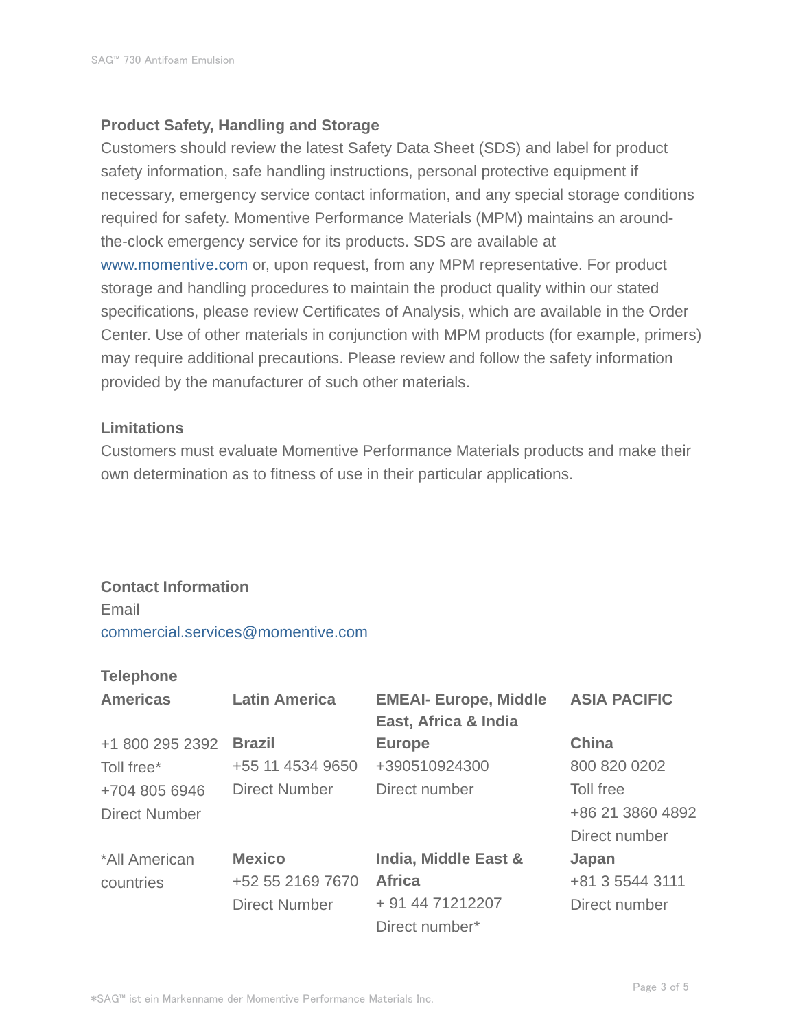## Product Safety, Handling and Storage

Customers should review the latest Safety Data Sheet (SDS) and label for product safety information, safe handling instructions, personal protective equipment if necessary, emergency service contact information, and any special storage conditions required for safety. Momentive Performance Materials (MPM) maintains an around-the-clock emergency service for its products. SDS are available at www.momentive.com or, upon request, from any MPM representative. For product storage and handling procedures to maintain the product quality within our stated specifications, please review Certificates of Analysis, which are available in the Order Center. Use of other materials in conjunction with MPM products (for example, primers) may require additional precautions. Please review and follow the safety information provided by the manufacturer of such other materials.

## Limitations

Customers must evaluate Momentive Performance Materials products and make their own determination as to fitness of use in their particular applications.

## Contact Information

Email

commercial.services@momentive.com

### Telephone

| Americas | Latin America | EMEAI- Europe, Middle East, Africa & India | ASIA PACIFIC |
|---|---|---|---|
| +1 800 295 2392<br>Toll free*<br>+704 805 6946<br>Direct Number | **Brazil**<br>+55 11 4534 9650<br>Direct Number | **Europe**<br>+390510924300<br>Direct number | **China**<br>800 820 0202<br>Toll free<br>+86 21 3860 4892<br>Direct number |
| *All American countries | **Mexico**<br>+52 55 2169 7670<br>Direct Number | **India, Middle East & Africa**<br>+ 91 44 71212207<br>Direct number* | **Japan**<br>+81 3 5544 3111<br>Direct number |

*SAG™ ist ein Markenname der Momentive Performance Materials Inc.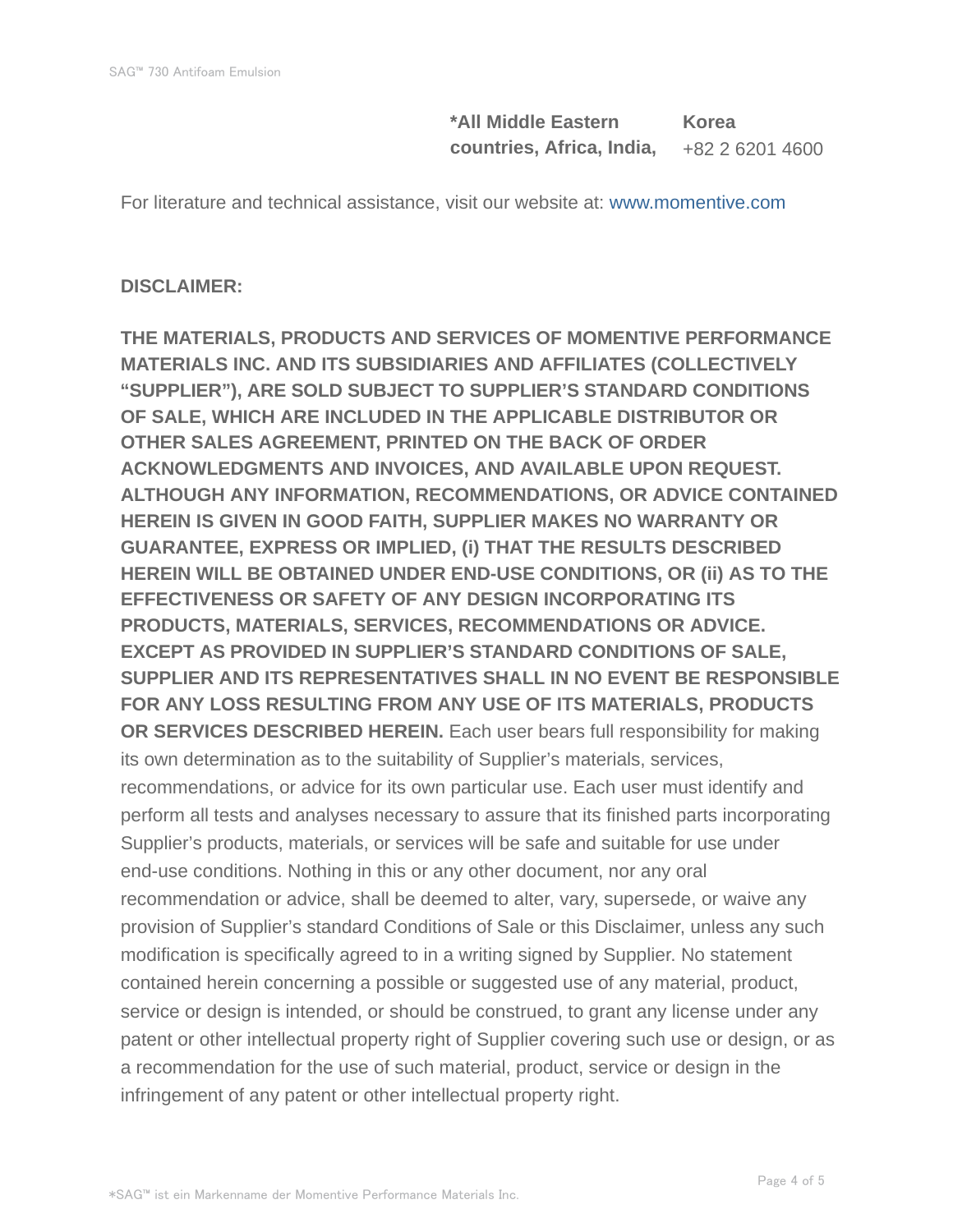| **\*All Middle Eastern countries, Africa, India,** | **Korea** +82 2 6201 4600 |
| --- | --- |

For literature and technical assistance, visit our website at: www.momentive.com

**DISCLAIMER:**

**THE MATERIALS, PRODUCTS AND SERVICES OF MOMENTIVE PERFORMANCE MATERIALS INC. AND ITS SUBSIDIARIES AND AFFILIATES (COLLECTIVELY "SUPPLIER"), ARE SOLD SUBJECT TO SUPPLIER'S STANDARD CONDITIONS OF SALE, WHICH ARE INCLUDED IN THE APPLICABLE DISTRIBUTOR OR OTHER SALES AGREEMENT, PRINTED ON THE BACK OF ORDER ACKNOWLEDGMENTS AND INVOICES, AND AVAILABLE UPON REQUEST. ALTHOUGH ANY INFORMATION, RECOMMENDATIONS, OR ADVICE CONTAINED HEREIN IS GIVEN IN GOOD FAITH, SUPPLIER MAKES NO WARRANTY OR GUARANTEE, EXPRESS OR IMPLIED, (i) THAT THE RESULTS DESCRIBED HEREIN WILL BE OBTAINED UNDER END-USE CONDITIONS, OR (ii) AS TO THE EFFECTIVENESS OR SAFETY OF ANY DESIGN INCORPORATING ITS PRODUCTS, MATERIALS, SERVICES, RECOMMENDATIONS OR ADVICE. EXCEPT AS PROVIDED IN SUPPLIER'S STANDARD CONDITIONS OF SALE, SUPPLIER AND ITS REPRESENTATIVES SHALL IN NO EVENT BE RESPONSIBLE FOR ANY LOSS RESULTING FROM ANY USE OF ITS MATERIALS, PRODUCTS OR SERVICES DESCRIBED HEREIN.** Each user bears full responsibility for making its own determination as to the suitability of Supplier's materials, services, recommendations, or advice for its own particular use. Each user must identify and perform all tests and analyses necessary to assure that its finished parts incorporating Supplier's products, materials, or services will be safe and suitable for use under end-use conditions. Nothing in this or any other document, nor any oral recommendation or advice, shall be deemed to alter, vary, supersede, or waive any provision of Supplier's standard Conditions of Sale or this Disclaimer, unless any such modification is specifically agreed to in a writing signed by Supplier. No statement contained herein concerning a possible or suggested use of any material, product, service or design is intended, or should be construed, to grant any license under any patent or other intellectual property right of Supplier covering such use or design, or as a recommendation for the use of such material, product, service or design in the infringement of any patent or other intellectual property right.

*SAG™ ist ein Markenname der Momentive Performance Materials Inc.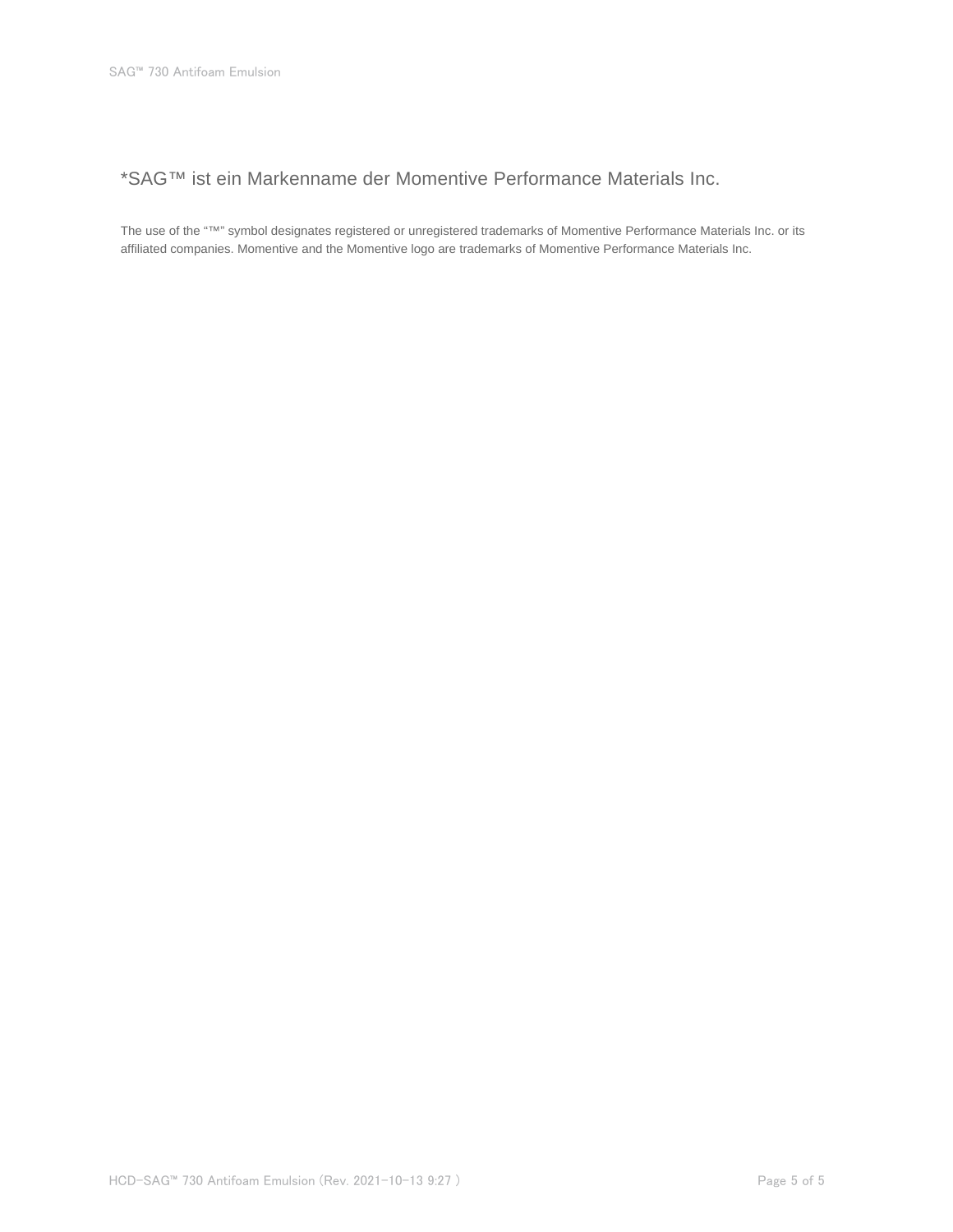*SAG™ ist ein Markenname der Momentive Performance Materials Inc.

The use of the "™" symbol designates registered or unregistered trademarks of Momentive Performance Materials Inc. or its affiliated companies. Momentive and the Momentive logo are trademarks of Momentive Performance Materials Inc.